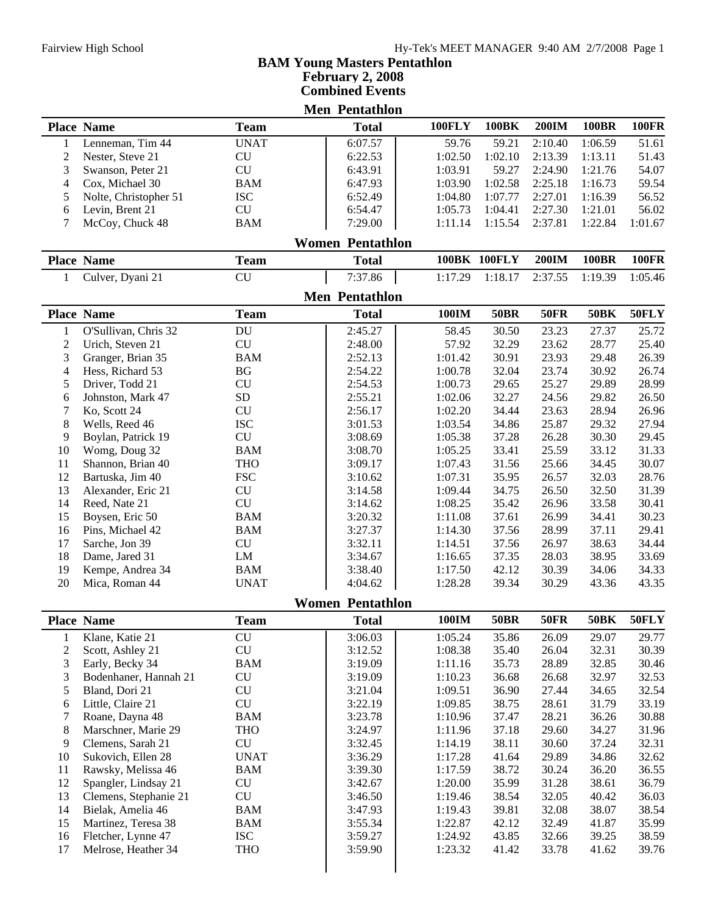# BAM Young Masters Pentathlon

## February 2, 2008

## Combined Events

### Men Pentathlon

| Place | Name | Team | Total | 100FLY | 100BK | 200IM | 100BR | 100FR |
|---|---|---|---|---|---|---|---|---|
| 1 | Lenneman, Tim 44 | UNAT | 6:07.57 | 59.76 | 59.21 | 2:10.40 | 1:06.59 | 51.61 |
| 2 | Nester, Steve 21 | CU | 6:22.53 | 1:02.50 | 1:02.10 | 2:13.39 | 1:13.11 | 51.43 |
| 3 | Swanson, Peter 21 | CU | 6:43.91 | 1:03.91 | 59.27 | 2:24.90 | 1:21.76 | 54.07 |
| 4 | Cox, Michael 30 | BAM | 6:47.93 | 1:03.90 | 1:02.58 | 2:25.18 | 1:16.73 | 59.54 |
| 5 | Nolte, Christopher 51 | ISC | 6:52.49 | 1:04.80 | 1:07.77 | 2:27.01 | 1:16.39 | 56.52 |
| 6 | Levin, Brent 21 | CU | 6:54.47 | 1:05.73 | 1:04.41 | 2:27.30 | 1:21.01 | 56.02 |
| 7 | McCoy, Chuck 48 | BAM | 7:29.00 | 1:11.14 | 1:15.54 | 2:37.81 | 1:22.84 | 1:01.67 |

### Women Pentathlon

| Place | Name | Team | Total | 100BK | 100FLY | 200IM | 100BR | 100FR |
|---|---|---|---|---|---|---|---|---|
| 1 | Culver, Dyani 21 | CU | 7:37.86 | 1:17.29 | 1:18.17 | 2:37.55 | 1:19.39 | 1:05.46 |

### Men Pentathlon

| Place | Name | Team | Total | 100IM | 50BR | 50FR | 50BK | 50FLY |
|---|---|---|---|---|---|---|---|---|
| 1 | O'Sullivan, Chris 32 | DU | 2:45.27 | 58.45 | 30.50 | 23.23 | 27.37 | 25.72 |
| 2 | Urich, Steven 21 | CU | 2:48.00 | 57.92 | 32.29 | 23.62 | 28.77 | 25.40 |
| 3 | Granger, Brian 35 | BAM | 2:52.13 | 1:01.42 | 30.91 | 23.93 | 29.48 | 26.39 |
| 4 | Hess, Richard 53 | BG | 2:54.22 | 1:00.78 | 32.04 | 23.74 | 30.92 | 26.74 |
| 5 | Driver, Todd 21 | CU | 2:54.53 | 1:00.73 | 29.65 | 25.27 | 29.89 | 28.99 |
| 6 | Johnston, Mark 47 | SD | 2:55.21 | 1:02.06 | 32.27 | 24.56 | 29.82 | 26.50 |
| 7 | Ko, Scott 24 | CU | 2:56.17 | 1:02.20 | 34.44 | 23.63 | 28.94 | 26.96 |
| 8 | Wells, Reed 46 | ISC | 3:01.53 | 1:03.54 | 34.86 | 25.87 | 29.32 | 27.94 |
| 9 | Boylan, Patrick 19 | CU | 3:08.69 | 1:05.38 | 37.28 | 26.28 | 30.30 | 29.45 |
| 10 | Womg, Doug 32 | BAM | 3:08.70 | 1:05.25 | 33.41 | 25.59 | 33.12 | 31.33 |
| 11 | Shannon, Brian 40 | THO | 3:09.17 | 1:07.43 | 31.56 | 25.66 | 34.45 | 30.07 |
| 12 | Bartuska, Jim 40 | FSC | 3:10.62 | 1:07.31 | 35.95 | 26.57 | 32.03 | 28.76 |
| 13 | Alexander, Eric 21 | CU | 3:14.58 | 1:09.44 | 34.75 | 26.50 | 32.50 | 31.39 |
| 14 | Reed, Nate 21 | CU | 3:14.62 | 1:08.25 | 35.42 | 26.96 | 33.58 | 30.41 |
| 15 | Boysen, Eric 50 | BAM | 3:20.32 | 1:11.08 | 37.61 | 26.99 | 34.41 | 30.23 |
| 16 | Pins, Michael 42 | BAM | 3:27.37 | 1:14.30 | 37.56 | 28.99 | 37.11 | 29.41 |
| 17 | Sarche, Jon 39 | CU | 3:32.11 | 1:14.51 | 37.56 | 26.97 | 38.63 | 34.44 |
| 18 | Dame, Jared 31 | LM | 3:34.67 | 1:16.65 | 37.35 | 28.03 | 38.95 | 33.69 |
| 19 | Kempe, Andrea 34 | BAM | 3:38.40 | 1:17.50 | 42.12 | 30.39 | 34.06 | 34.33 |
| 20 | Mica, Roman 44 | UNAT | 4:04.62 | 1:28.28 | 39.34 | 30.29 | 43.36 | 43.35 |

### Women Pentathlon

| Place | Name | Team | Total | 100IM | 50BR | 50FR | 50BK | 50FLY |
|---|---|---|---|---|---|---|---|---|
| 1 | Klane, Katie 21 | CU | 3:06.03 | 1:05.24 | 35.86 | 26.09 | 29.07 | 29.77 |
| 2 | Scott, Ashley 21 | CU | 3:12.52 | 1:08.38 | 35.40 | 26.04 | 32.31 | 30.39 |
| 3 | Early, Becky 34 | BAM | 3:19.09 | 1:11.16 | 35.73 | 28.89 | 32.85 | 30.46 |
| 3 | Bodenhaner, Hannah 21 | CU | 3:19.09 | 1:10.23 | 36.68 | 26.68 | 32.97 | 32.53 |
| 5 | Bland, Dori 21 | CU | 3:21.04 | 1:09.51 | 36.90 | 27.44 | 34.65 | 32.54 |
| 6 | Little, Claire 21 | CU | 3:22.19 | 1:09.85 | 38.75 | 28.61 | 31.79 | 33.19 |
| 7 | Roane, Dayna 48 | BAM | 3:23.78 | 1:10.96 | 37.47 | 28.21 | 36.26 | 30.88 |
| 8 | Marschner, Marie 29 | THO | 3:24.97 | 1:11.96 | 37.18 | 29.60 | 34.27 | 31.96 |
| 9 | Clemens, Sarah 21 | CU | 3:32.45 | 1:14.19 | 38.11 | 30.60 | 37.24 | 32.31 |
| 10 | Sukovich, Ellen 28 | UNAT | 3:36.29 | 1:17.28 | 41.64 | 29.89 | 34.86 | 32.62 |
| 11 | Rawsky, Melissa 46 | BAM | 3:39.30 | 1:17.59 | 38.72 | 30.24 | 36.20 | 36.55 |
| 12 | Spangler, Lindsay 21 | CU | 3:42.67 | 1:20.00 | 35.99 | 31.28 | 38.61 | 36.79 |
| 13 | Clemens, Stephanie 21 | CU | 3:46.50 | 1:19.46 | 38.54 | 32.05 | 40.42 | 36.03 |
| 14 | Bielak, Amelia 46 | BAM | 3:47.93 | 1:19.43 | 39.81 | 32.08 | 38.07 | 38.54 |
| 15 | Martinez, Teresa 38 | BAM | 3:55.34 | 1:22.87 | 42.12 | 32.49 | 41.87 | 35.99 |
| 16 | Fletcher, Lynne 47 | ISC | 3:59.27 | 1:24.92 | 43.85 | 32.66 | 39.25 | 38.59 |
| 17 | Melrose, Heather 34 | THO | 3:59.90 | 1:23.32 | 41.42 | 33.78 | 41.62 | 39.76 |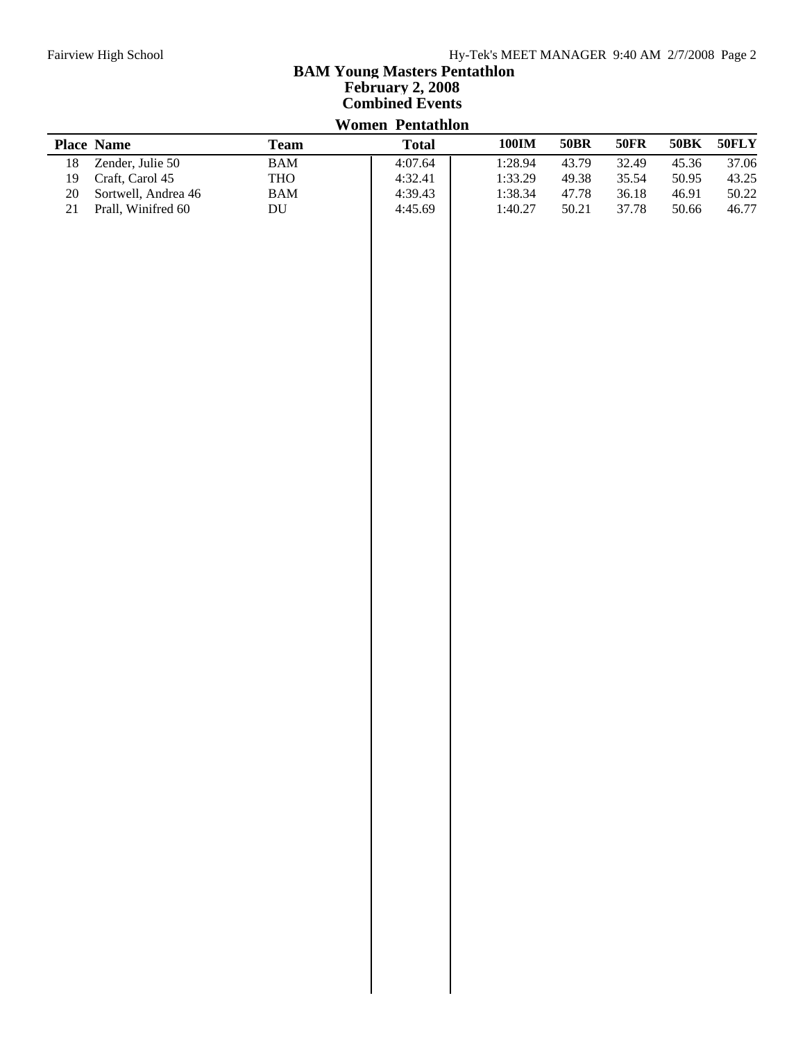# BAM Young Masters Pentathlon

## February 2, 2008

## Combined Events

### Women Pentathlon

| Place | Name | Team | Total | 100IM | 50BR | 50FR | 50BK | 50FLY |
|---|---|---|---|---|---|---|---|---|
| 18 | Zender, Julie 50 | BAM | 4:07.64 | 1:28.94 | 43.79 | 32.49 | 45.36 | 37.06 |
| 19 | Craft, Carol 45 | THO | 4:32.41 | 1:33.29 | 49.38 | 35.54 | 50.95 | 43.25 |
| 20 | Sortwell, Andrea 46 | BAM | 4:39.43 | 1:38.34 | 47.78 | 36.18 | 46.91 | 50.22 |
| 21 | Prall, Winifred 60 | DU | 4:45.69 | 1:40.27 | 50.21 | 37.78 | 50.66 | 46.77 |